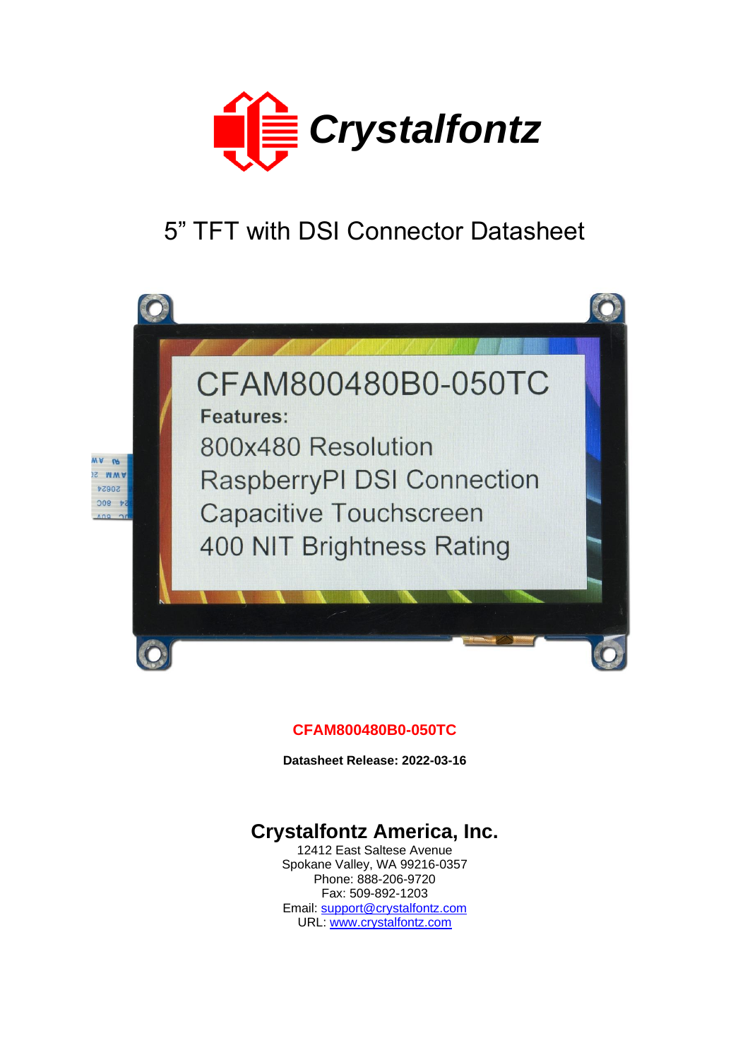Crystalfontz

# 5" TFT with DSI Connector Datasheet

**CFAM800480B0-050TC**

**Datasheet Release: 2022-03-16**

## Crystalfontz America, Inc.

12412 East Saltese Avenue
Spokane Valley, WA 99216-0357
Phone: 888-206-9720
Fax: 509-892-1203
Email: support@crystalfontz.com
URL: www.crystalfontz.com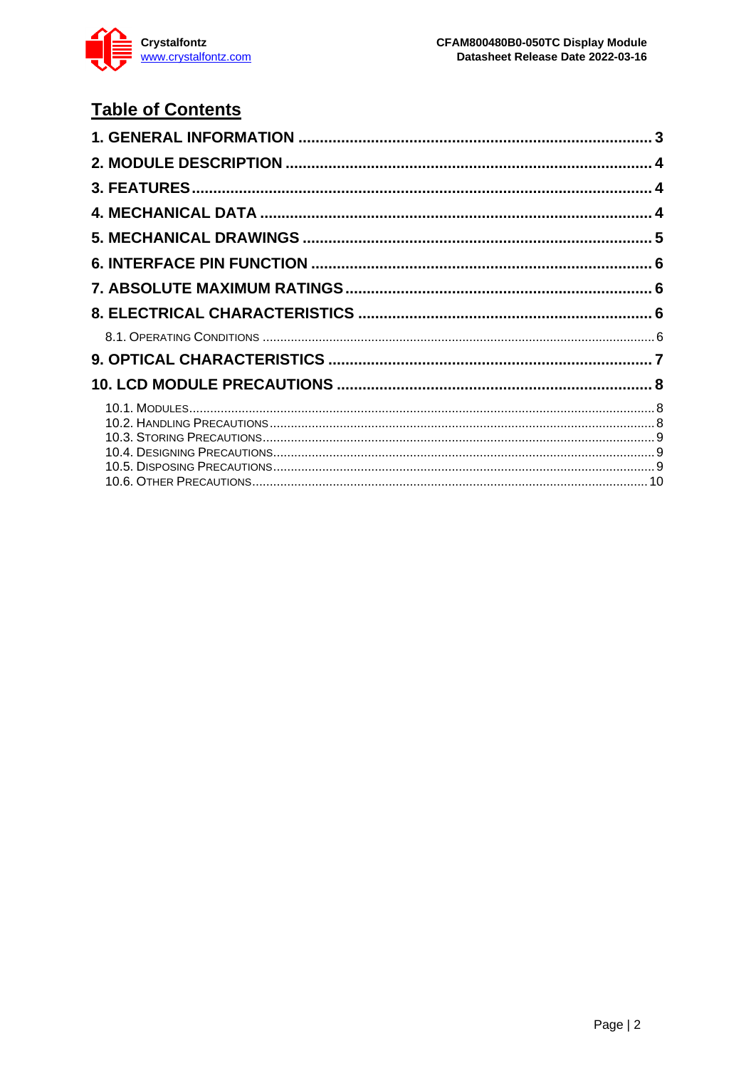## Table of Contents

1. GENERAL INFORMATION .................................................................................. 3
2. MODULE DESCRIPTION ..................................................................................... 4
3. FEATURES ........................................................................................................ 4
4. MECHANICAL DATA .......................................................................................... 4
5. MECHANICAL DRAWINGS ................................................................................. 5
6. INTERFACE PIN FUNCTION ............................................................................... 6
7. ABSOLUTE MAXIMUM RATINGS ....................................................................... 6
8. ELECTRICAL CHARACTERISTICS ..................................................................... 6
   - 8.1. Operating Conditions ................................................................................ 6
9. OPTICAL CHARACTERISTICS ............................................................................ 7
10. LCD MODULE PRECAUTIONS ......................................................................... 8
    - 10.1. Modules .................................................................................................. 8
    - 10.2. Handling Precautions ............................................................................... 8
    - 10.3. Storing Precautions ................................................................................. 9
    - 10.4. Designing Precautions .............................................................................. 9
    - 10.5. Disposing Precautions .............................................................................. 9
    - 10.6. Other Precautions .................................................................................. 10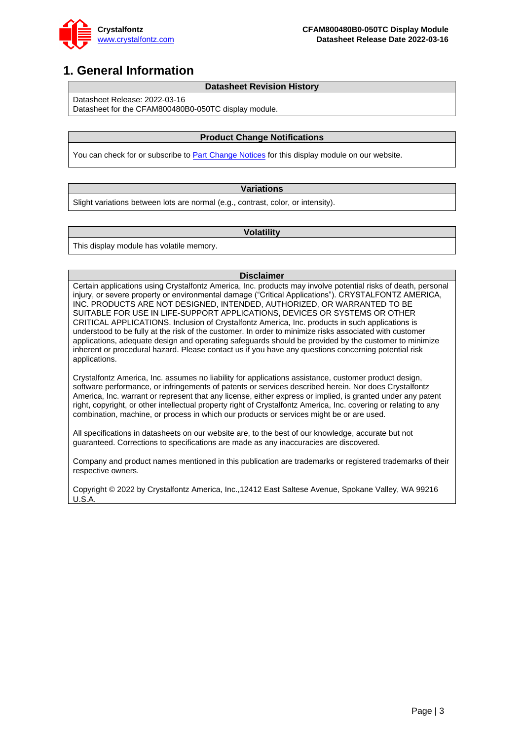# 1. General Information

| Datasheet Revision History |
| --- |
| Datasheet Release: 2022-03-16<br>Datasheet for the CFAM800480B0-050TC display module. |

| Product Change Notifications |
| --- |
| You can check for or subscribe to Part Change Notices for this display module on our website. |

| Variations |
| --- |
| Slight variations between lots are normal (e.g., contrast, color, or intensity). |

| Volatility |
| --- |
| This display module has volatile memory. |

**Disclaimer**

Certain applications using Crystalfontz America, Inc. products may involve potential risks of death, personal injury, or severe property or environmental damage ("Critical Applications"). CRYSTALFONTZ AMERICA, INC. PRODUCTS ARE NOT DESIGNED, INTENDED, AUTHORIZED, OR WARRANTED TO BE SUITABLE FOR USE IN LIFE-SUPPORT APPLICATIONS, DEVICES OR SYSTEMS OR OTHER CRITICAL APPLICATIONS. Inclusion of Crystalfontz America, Inc. products in such applications is understood to be fully at the risk of the customer. In order to minimize risks associated with customer applications, adequate design and operating safeguards should be provided by the customer to minimize inherent or procedural hazard. Please contact us if you have any questions concerning potential risk applications.

Crystalfontz America, Inc. assumes no liability for applications assistance, customer product design, software performance, or infringements of patents or services described herein. Nor does Crystalfontz America, Inc. warrant or represent that any license, either express or implied, is granted under any patent right, copyright, or other intellectual property right of Crystalfontz America, Inc. covering or relating to any combination, machine, or process in which our products or services might be or are used.

All specifications in datasheets on our website are, to the best of our knowledge, accurate but not guaranteed. Corrections to specifications are made as any inaccuracies are discovered.

Company and product names mentioned in this publication are trademarks or registered trademarks of their respective owners.

Copyright © 2022 by Crystalfontz America, Inc.,12412 East Saltese Avenue, Spokane Valley, WA 99216 U.S.A.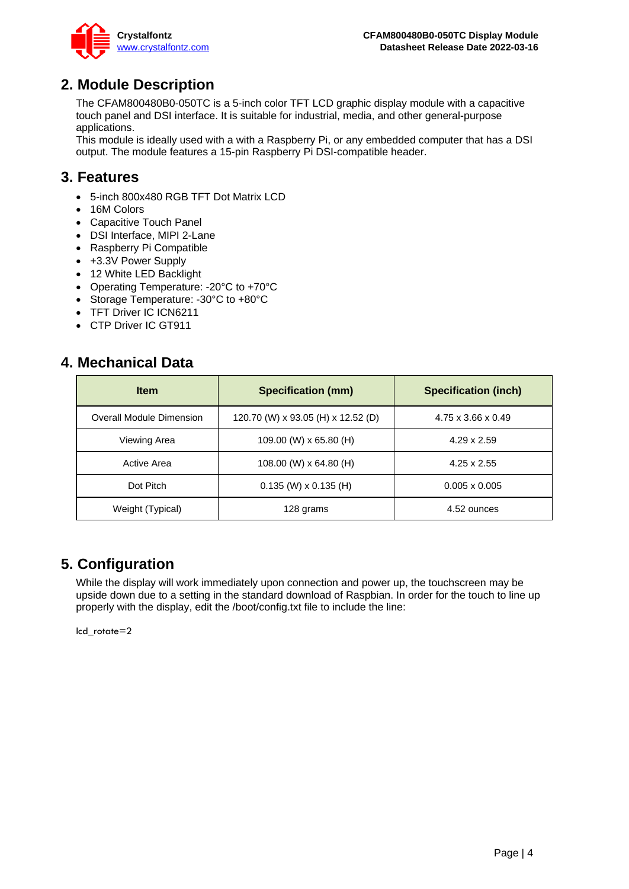## 2. Module Description

The CFAM800480B0-050TC is a 5-inch color TFT LCD graphic display module with a capacitive touch panel and DSI interface. It is suitable for industrial, media, and other general-purpose applications.
This module is ideally used with a with a Raspberry Pi, or any embedded computer that has a DSI output. The module features a 15-pin Raspberry Pi DSI-compatible header.

## 3. Features

- 5-inch 800x480 RGB TFT Dot Matrix LCD
- 16M Colors
- Capacitive Touch Panel
- DSI Interface, MIPI 2-Lane
- Raspberry Pi Compatible
- +3.3V Power Supply
- 12 White LED Backlight
- Operating Temperature: -20°C to +70°C
- Storage Temperature: -30°C to +80°C
- TFT Driver IC ICN6211
- CTP Driver IC GT911

## 4. Mechanical Data

| Item | Specification (mm) | Specification (inch) |
|---|---|---|
| Overall Module Dimension | 120.70 (W) x 93.05 (H) x 12.52 (D) | 4.75 x 3.66 x 0.49 |
| Viewing Area | 109.00 (W) x 65.80 (H) | 4.29 x 2.59 |
| Active Area | 108.00 (W) x 64.80 (H) | 4.25 x 2.55 |
| Dot Pitch | 0.135 (W) x 0.135 (H) | 0.005 x 0.005 |
| Weight (Typical) | 128 grams | 4.52 ounces |

## 5. Configuration

While the display will work immediately upon connection and power up, the touchscreen may be upside down due to a setting in the standard download of Raspbian. In order for the touch to line up properly with the display, edit the /boot/config.txt file to include the line:

```
lcd_rotate=2
```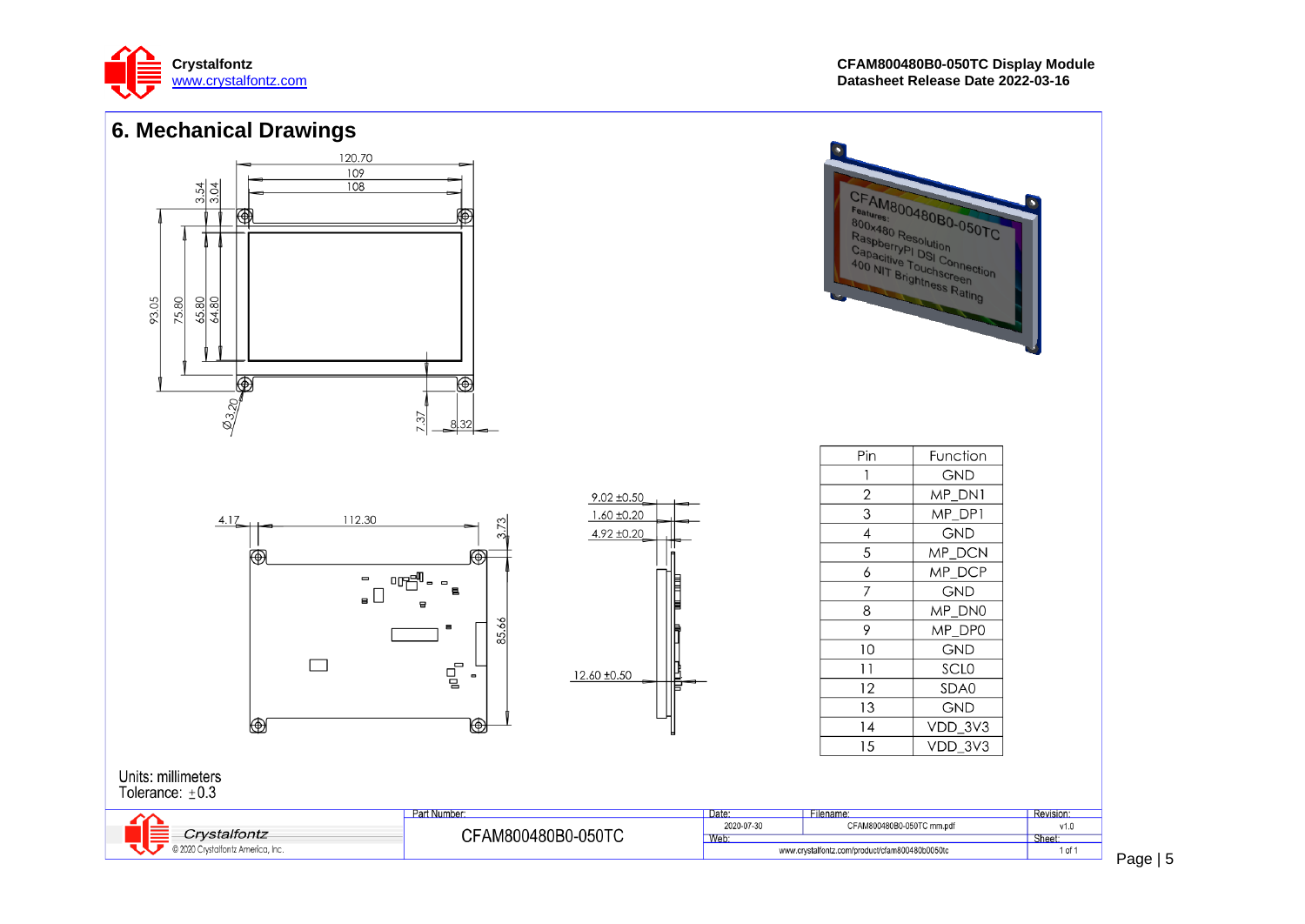## 6. Mechanical Drawings

| Pin | Function |
|---|---|
| 1 | GND |
| 2 | MP_DN1 |
| 3 | MP_DP1 |
| 4 | GND |
| 5 | MP_DCN |
| 6 | MP_DCP |
| 7 | GND |
| 8 | MP_DN0 |
| 9 | MP_DP0 |
| 10 | GND |
| 11 | SCL0 |
| 12 | SDA0 |
| 13 | GND |
| 14 | VDD_3V3 |
| 15 | VDD_3V3 |

Units: millimeters
Tolerance: ±0.3

| Part Number: | Date: | Filename: | Revision: |
|---|---|---|---|
| CFAM800480B0-050TC | 2020-07-30 | CFAM800480B0-050TC mm.pdf | v1.0 |
| | Web: www.crystalfontz.com/product/cfam800480b0050tc | | Sheet: 1 of 1 |

© 2020 Crystalfontz America, Inc.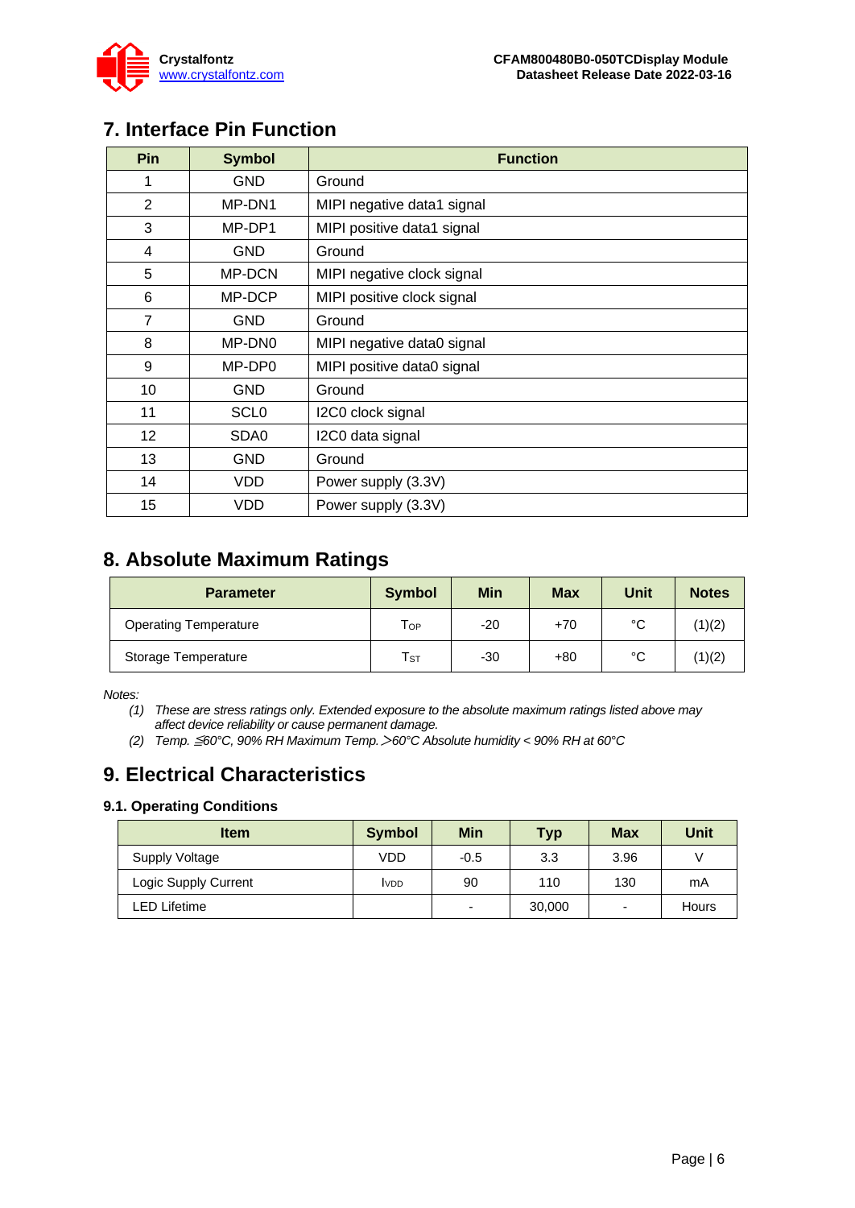## 7. Interface Pin Function

| Pin | Symbol | Function |
|---|---|---|
| 1 | GND | Ground |
| 2 | MP-DN1 | MIPI negative data1 signal |
| 3 | MP-DP1 | MIPI positive data1 signal |
| 4 | GND | Ground |
| 5 | MP-DCN | MIPI negative clock signal |
| 6 | MP-DCP | MIPI positive clock signal |
| 7 | GND | Ground |
| 8 | MP-DN0 | MIPI negative data0 signal |
| 9 | MP-DP0 | MIPI positive data0 signal |
| 10 | GND | Ground |
| 11 | SCL0 | I2C0 clock signal |
| 12 | SDA0 | I2C0 data signal |
| 13 | GND | Ground |
| 14 | VDD | Power supply (3.3V) |
| 15 | VDD | Power supply (3.3V) |

## 8. Absolute Maximum Ratings

| Parameter | Symbol | Min | Max | Unit | Notes |
|---|---|---|---|---|---|
| Operating Temperature | $T_{OP}$ | -20 | +70 | °C | (1)(2) |
| Storage Temperature | $T_{ST}$ | -30 | +80 | °C | (1)(2) |

*Notes:*

*(1) These are stress ratings only. Extended exposure to the absolute maximum ratings listed above may affect device reliability or cause permanent damage.*

*(2) Temp. ≦60°C, 90% RH Maximum Temp. ＞60°C Absolute humidity < 90% RH at 60°C*

## 9. Electrical Characteristics

### 9.1. Operating Conditions

| Item | Symbol | Min | Typ | Max | Unit |
|---|---|---|---|---|---|
| Supply Voltage | VDD | -0.5 | 3.3 | 3.96 | V |
| Logic Supply Current | $I_{VDD}$ | 90 | 110 | 130 | mA |
| LED Lifetime | | - | 30,000 | - | Hours |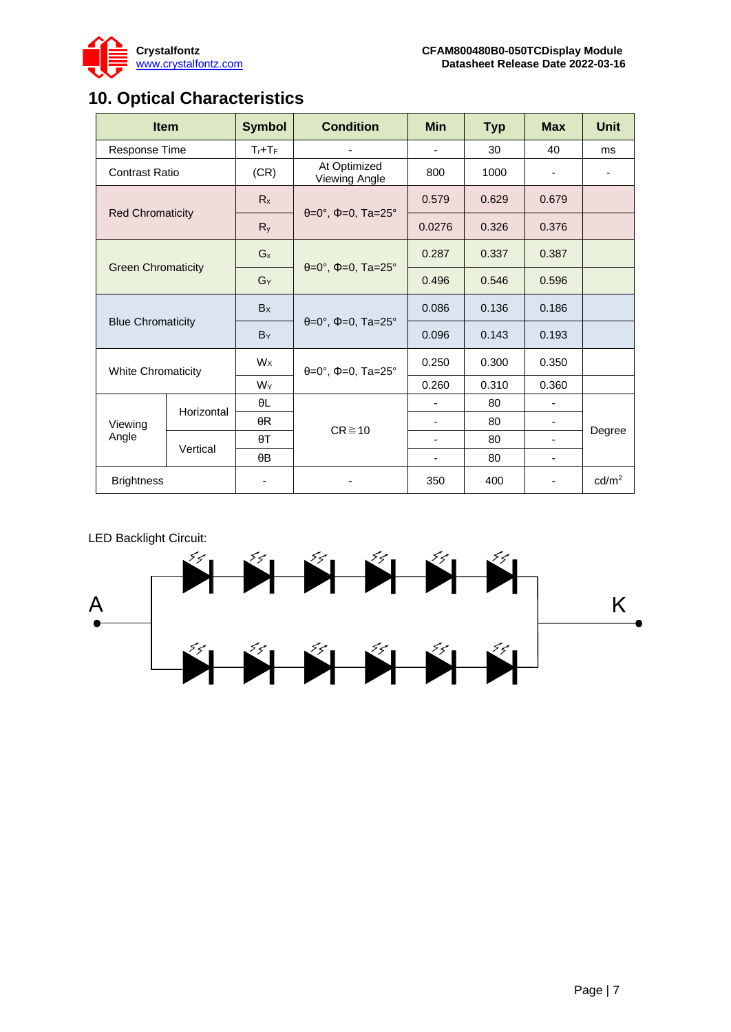# 10. Optical Characteristics

| Item | | Symbol | Condition | Min | Typ | Max | Unit |
|---|---|---|---|---|---|---|---|
| Response Time | | $T_r+T_F$ | - | - | 30 | 40 | ms |
| Contrast Ratio | | (CR) | At Optimized Viewing Angle | 800 | 1000 | - | - |
| Red Chromaticity | | $R_x$ | θ=0°, Φ=0, Ta=25° | 0.579 | 0.629 | 0.679 | |
| | | $R_y$ | | 0.0276 | 0.326 | 0.376 | |
| Green Chromaticity | | $G_x$ | θ=0°, Φ=0, Ta=25° | 0.287 | 0.337 | 0.387 | |
| | | $G_Y$ | | 0.496 | 0.546 | 0.596 | |
| Blue Chromaticity | | $B_X$ | θ=0°, Φ=0, Ta=25° | 0.086 | 0.136 | 0.186 | |
| | | $B_Y$ | | 0.096 | 0.143 | 0.193 | |
| White Chromaticity | | $W_X$ | θ=0°, Φ=0, Ta=25° | 0.250 | 0.300 | 0.350 | |
| | | $W_Y$ | | 0.260 | 0.310 | 0.360 | |
| Viewing Angle | Horizontal | θL | CR≧10 | - | 80 | - | Degree |
| | | θR | | - | 80 | - | |
| | Vertical | θT | | - | 80 | - | |
| | | θB | | - | 80 | - | |
| Brightness | | - | - | 350 | 400 | - | cd/m² |

LED Backlight Circuit:

A — K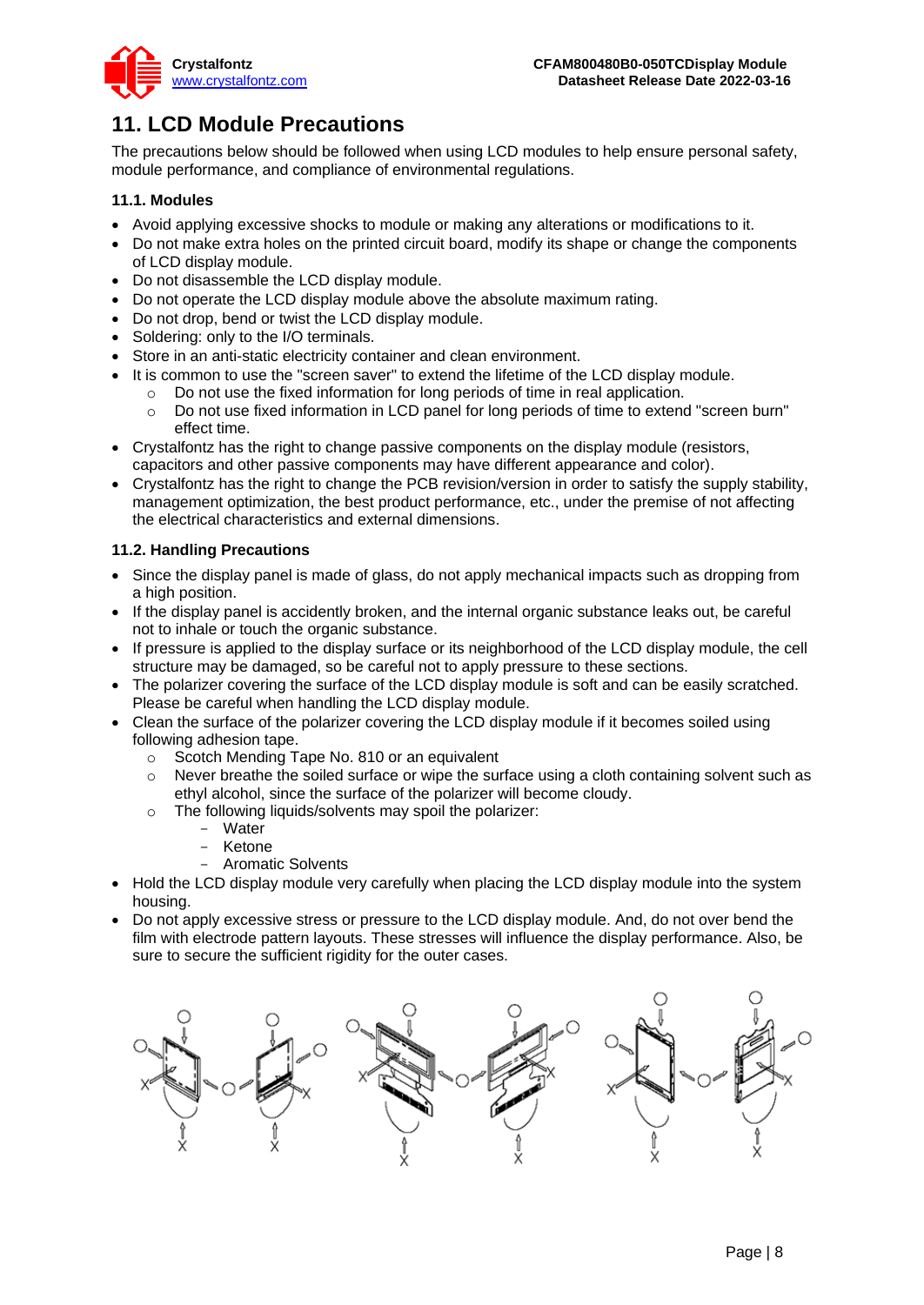# 11. LCD Module Precautions

The precautions below should be followed when using LCD modules to help ensure personal safety, module performance, and compliance of environmental regulations.

## 11.1. Modules

- Avoid applying excessive shocks to module or making any alterations or modifications to it.
- Do not make extra holes on the printed circuit board, modify its shape or change the components of LCD display module.
- Do not disassemble the LCD display module.
- Do not operate the LCD display module above the absolute maximum rating.
- Do not drop, bend or twist the LCD display module.
- Soldering: only to the I/O terminals.
- Store in an anti-static electricity container and clean environment.
- It is common to use the "screen saver" to extend the lifetime of the LCD display module.
  - Do not use the fixed information for long periods of time in real application.
  - Do not use fixed information in LCD panel for long periods of time to extend "screen burn" effect time.
- Crystalfontz has the right to change passive components on the display module (resistors, capacitors and other passive components may have different appearance and color).
- Crystalfontz has the right to change the PCB revision/version in order to satisfy the supply stability, management optimization, the best product performance, etc., under the premise of not affecting the electrical characteristics and external dimensions.

## 11.2. Handling Precautions

- Since the display panel is made of glass, do not apply mechanical impacts such as dropping from a high position.
- If the display panel is accidently broken, and the internal organic substance leaks out, be careful not to inhale or touch the organic substance.
- If pressure is applied to the display surface or its neighborhood of the LCD display module, the cell structure may be damaged, so be careful not to apply pressure to these sections.
- The polarizer covering the surface of the LCD display module is soft and can be easily scratched. Please be careful when handling the LCD display module.
- Clean the surface of the polarizer covering the LCD display module if it becomes soiled using following adhesion tape.
  - Scotch Mending Tape No. 810 or an equivalent
  - Never breathe the soiled surface or wipe the surface using a cloth containing solvent such as ethyl alcohol, since the surface of the polarizer will become cloudy.
  - The following liquids/solvents may spoil the polarizer:
    - Water
    - Ketone
    - Aromatic Solvents
- Hold the LCD display module very carefully when placing the LCD display module into the system housing.
- Do not apply excessive stress or pressure to the LCD display module. And, do not over bend the film with electrode pattern layouts. These stresses will influence the display performance. Also, be sure to secure the sufficient rigidity for the outer cases.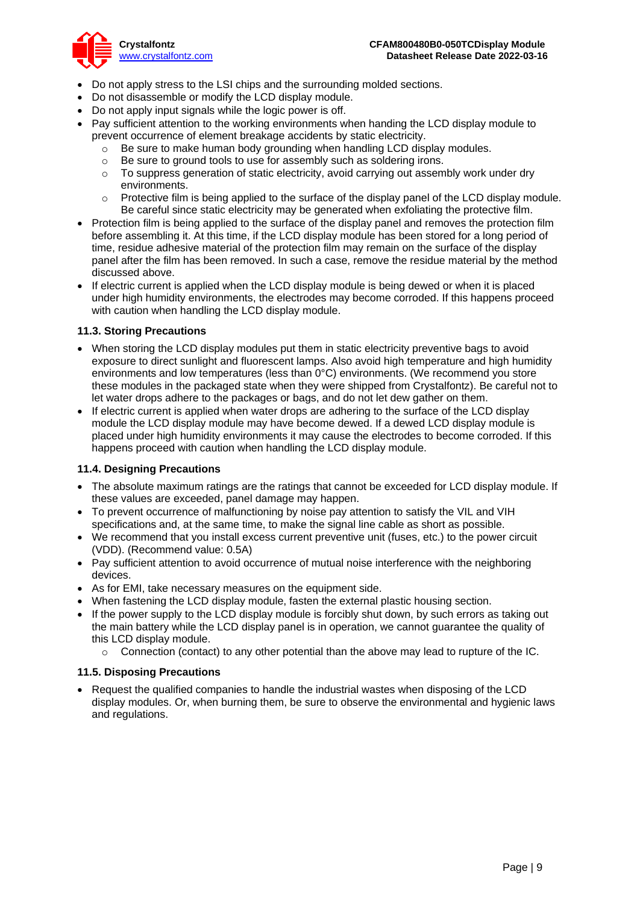- Do not apply stress to the LSI chips and the surrounding molded sections.
- Do not disassemble or modify the LCD display module.
- Do not apply input signals while the logic power is off.
- Pay sufficient attention to the working environments when handing the LCD display module to prevent occurrence of element breakage accidents by static electricity.
  - Be sure to make human body grounding when handling LCD display modules.
  - Be sure to ground tools to use for assembly such as soldering irons.
  - To suppress generation of static electricity, avoid carrying out assembly work under dry environments.
  - Protective film is being applied to the surface of the display panel of the LCD display module. Be careful since static electricity may be generated when exfoliating the protective film.
- Protection film is being applied to the surface of the display panel and removes the protection film before assembling it. At this time, if the LCD display module has been stored for a long period of time, residue adhesive material of the protection film may remain on the surface of the display panel after the film has been removed. In such a case, remove the residue material by the method discussed above.
- If electric current is applied when the LCD display module is being dewed or when it is placed under high humidity environments, the electrodes may become corroded. If this happens proceed with caution when handling the LCD display module.

### 11.3. Storing Precautions

- When storing the LCD display modules put them in static electricity preventive bags to avoid exposure to direct sunlight and fluorescent lamps. Also avoid high temperature and high humidity environments and low temperatures (less than 0°C) environments. (We recommend you store these modules in the packaged state when they were shipped from Crystalfontz). Be careful not to let water drops adhere to the packages or bags, and do not let dew gather on them.
- If electric current is applied when water drops are adhering to the surface of the LCD display module the LCD display module may have become dewed. If a dewed LCD display module is placed under high humidity environments it may cause the electrodes to become corroded. If this happens proceed with caution when handling the LCD display module.

### 11.4. Designing Precautions

- The absolute maximum ratings are the ratings that cannot be exceeded for LCD display module. If these values are exceeded, panel damage may happen.
- To prevent occurrence of malfunctioning by noise pay attention to satisfy the VIL and VIH specifications and, at the same time, to make the signal line cable as short as possible.
- We recommend that you install excess current preventive unit (fuses, etc.) to the power circuit (VDD). (Recommend value: 0.5A)
- Pay sufficient attention to avoid occurrence of mutual noise interference with the neighboring devices.
- As for EMI, take necessary measures on the equipment side.
- When fastening the LCD display module, fasten the external plastic housing section.
- If the power supply to the LCD display module is forcibly shut down, by such errors as taking out the main battery while the LCD display panel is in operation, we cannot guarantee the quality of this LCD display module.
  - Connection (contact) to any other potential than the above may lead to rupture of the IC.

### 11.5. Disposing Precautions

- Request the qualified companies to handle the industrial wastes when disposing of the LCD display modules. Or, when burning them, be sure to observe the environmental and hygienic laws and regulations.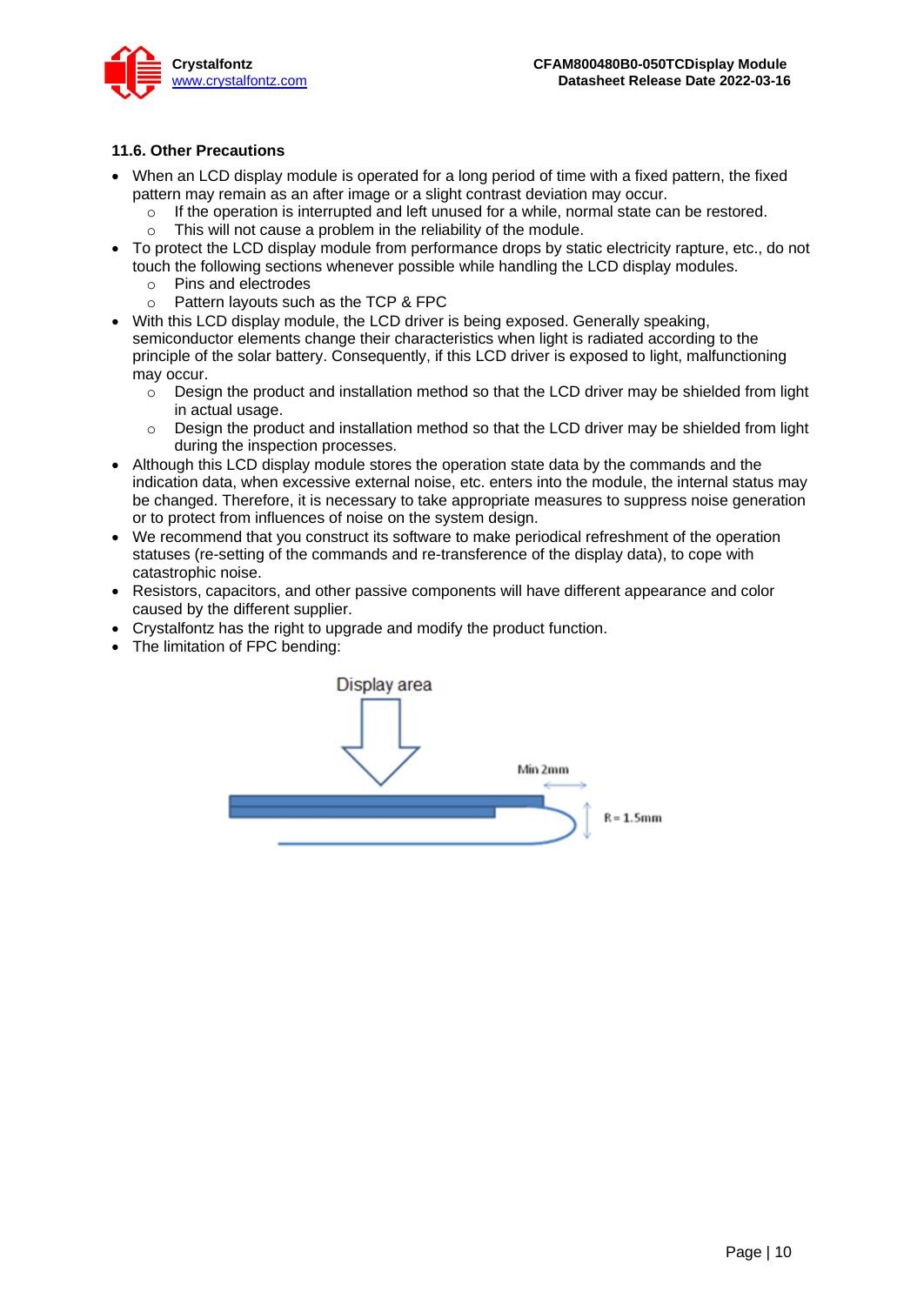### 11.6. Other Precautions

- When an LCD display module is operated for a long period of time with a fixed pattern, the fixed pattern may remain as an after image or a slight contrast deviation may occur.
  - If the operation is interrupted and left unused for a while, normal state can be restored.
  - This will not cause a problem in the reliability of the module.
- To protect the LCD display module from performance drops by static electricity rapture, etc., do not touch the following sections whenever possible while handling the LCD display modules.
  - Pins and electrodes
  - Pattern layouts such as the TCP & FPC
- With this LCD display module, the LCD driver is being exposed. Generally speaking, semiconductor elements change their characteristics when light is radiated according to the principle of the solar battery. Consequently, if this LCD driver is exposed to light, malfunctioning may occur.
  - Design the product and installation method so that the LCD driver may be shielded from light in actual usage.
  - Design the product and installation method so that the LCD driver may be shielded from light during the inspection processes.
- Although this LCD display module stores the operation state data by the commands and the indication data, when excessive external noise, etc. enters into the module, the internal status may be changed. Therefore, it is necessary to take appropriate measures to suppress noise generation or to protect from influences of noise on the system design.
- We recommend that you construct its software to make periodical refreshment of the operation statuses (re-setting of the commands and re-transference of the display data), to cope with catastrophic noise.
- Resistors, capacitors, and other passive components will have different appearance and color caused by the different supplier.
- Crystalfontz has the right to upgrade and modify the product function.
- The limitation of FPC bending:

Display area

Min 2mm

R = 1.5mm